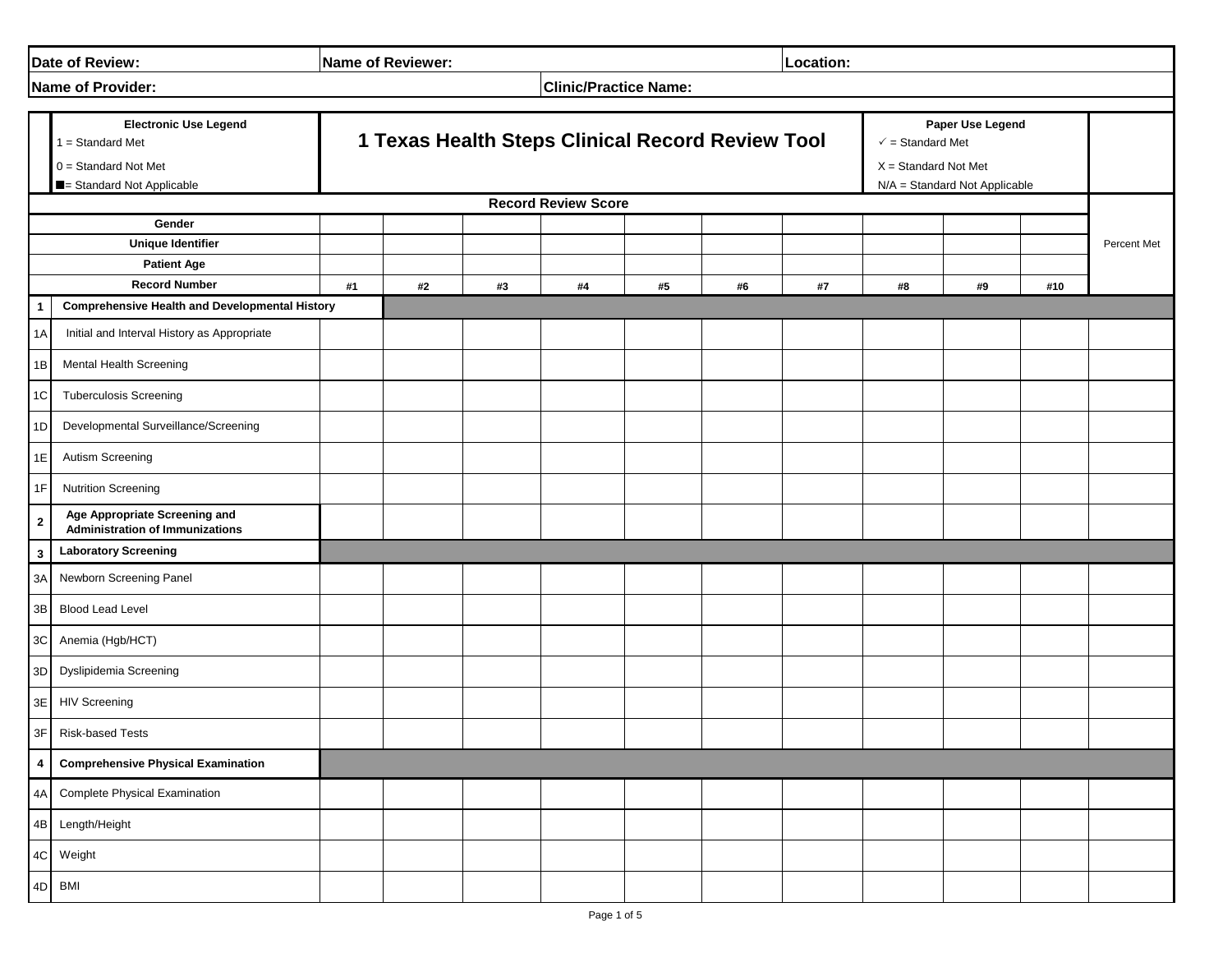| Date of Review: | Name of Reviewer: | Location: |
|---|---|---|
| **Name of Provider:** | **Clinic/Practice Name:** | |

# 1 Texas Health Steps Clinical Record Review Tool

**Electronic Use Legend**
1 = Standard Met
0 = Standard Not Met
■= Standard Not Applicable

**Paper Use Legend**
✓ = Standard Met
X = Standard Not Met
N/A = Standard Not Applicable

**Record Review Score**

| | | | | | | | | | | | | |
|---|---|---|---|---|---|---|---|---|---|---|---|---|
| | **Gender** | | | | | | | | | | | Percent Met |
| | **Unique Identifier** | | | | | | | | | | | |
| | **Patient Age** | | | | | | | | | | | |
| | **Record Number** | **#1** | **#2** | **#3** | **#4** | **#5** | **#6** | **#7** | **#8** | **#9** | **#10** | |
| **1** | **Comprehensive Health and Developmental History** | | | | | | | | | | | |
| 1A | Initial and Interval History as Appropriate | | | | | | | | | | | |
| 1B | Mental Health Screening | | | | | | | | | | | |
| 1C | Tuberculosis Screening | | | | | | | | | | | |
| 1D | Developmental Surveillance/Screening | | | | | | | | | | | |
| 1E | Autism Screening | | | | | | | | | | | |
| 1F | Nutrition Screening | | | | | | | | | | | |
| **2** | **Age Appropriate Screening and Administration of Immunizations** | | | | | | | | | | | |
| **3** | **Laboratory Screening** | | | | | | | | | | | |
| 3A | Newborn Screening Panel | | | | | | | | | | | |
| 3B | Blood Lead Level | | | | | | | | | | | |
| 3C | Anemia (Hgb/HCT) | | | | | | | | | | | |
| 3D | Dyslipidemia Screening | | | | | | | | | | | |
| 3E | HIV Screening | | | | | | | | | | | |
| 3F | Risk-based Tests | | | | | | | | | | | |
| **4** | **Comprehensive Physical Examination** | | | | | | | | | | | |
| 4A | Complete Physical Examination | | | | | | | | | | | |
| 4B | Length/Height | | | | | | | | | | | |
| 4C | Weight | | | | | | | | | | | |
| 4D | BMI | | | | | | | | | | | |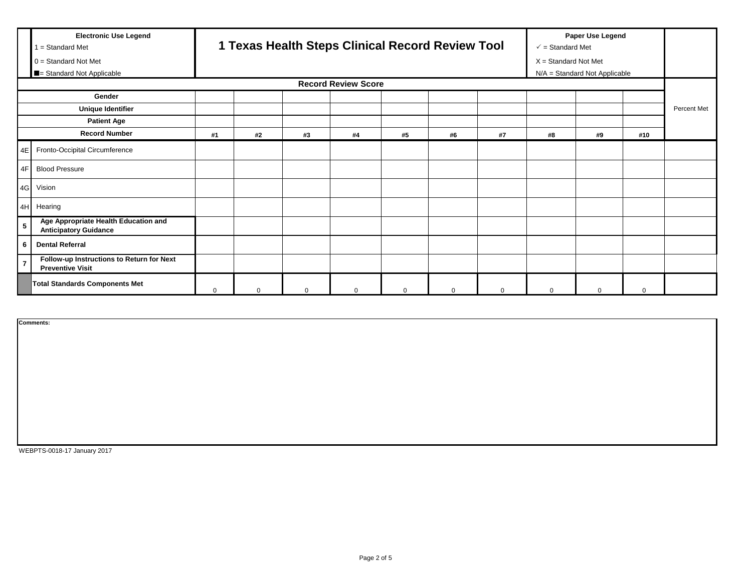| | **Electronic Use Legend**<br>1 = Standard Met<br>0 = Standard Not Met<br>■= Standard Not Applicable | **1 Texas Health Steps Clinical Record Review Tool** | | | | | | | **Paper Use Legend**<br>✓ = Standard Met<br>X = Standard Not Met<br>N/A = Standard Not Applicable | | | |
|---|---|---|---|---|---|---|---|---|---|---|---|---|
| | **Record Review Score** | | | | | | | | | | | |
| | **Gender** | | | | | | | | | | | Percent Met |
| | **Unique Identifier** | | | | | | | | | | | |
| | **Patient Age** | | | | | | | | | | | |
| | **Record Number** | **#1** | **#2** | **#3** | **#4** | **#5** | **#6** | **#7** | **#8** | **#9** | **#10** | |
| 4E | Fronto-Occipital Circumference | | | | | | | | | | | |
| 4F | Blood Pressure | | | | | | | | | | | |
| 4G | Vision | | | | | | | | | | | |
| 4H | Hearing | | | | | | | | | | | |
| **5** | **Age Appropriate Health Education and Anticipatory Guidance** | | | | | | | | | | | |
| **6** | **Dental Referral** | | | | | | | | | | | |
| **7** | **Follow-up Instructions to Return for Next Preventive Visit** | | | | | | | | | | | |
| | **Total Standards Components Met** | 0 | 0 | 0 | 0 | 0 | 0 | 0 | 0 | 0 | 0 | |

**Comments:**

WEBPTS-0018-17 January 2017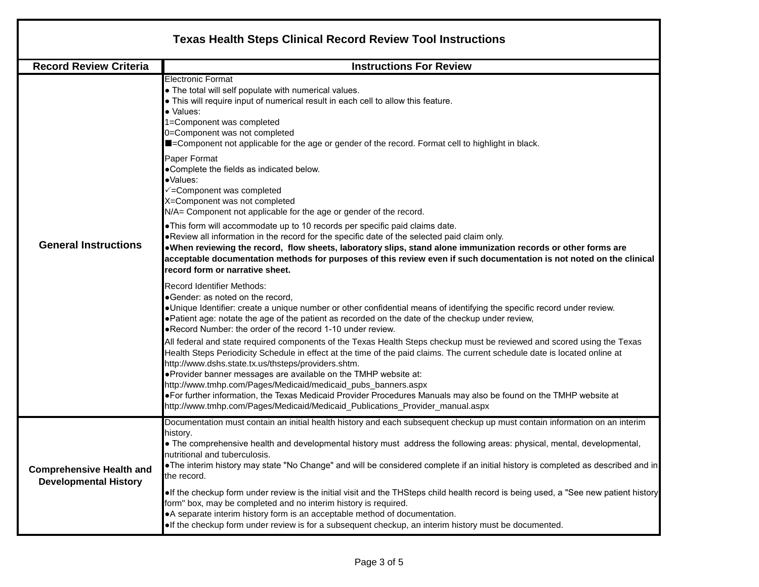# Texas Health Steps Clinical Record Review Tool Instructions

| Record Review Criteria | Instructions For Review |
|---|---|
| **General Instructions** | Electronic Format<br>● The total will self populate with numerical values.<br>● This will require input of numerical result in each cell to allow this feature.<br>● Values:<br>1=Component was completed<br>0=Component was not completed<br>■=Component not applicable for the age or gender of the record. Format cell to highlight in black.<br><br>Paper Format<br>●Complete the fields as indicated below.<br>●Values:<br>✓=Component was completed<br>X=Component was not completed<br>N/A= Component not applicable for the age or gender of the record.<br><br>●This form will accommodate up to 10 records per specific paid claims date.<br>●Review all information in the record for the specific date of the selected paid claim only.<br>**●When reviewing the record, flow sheets, laboratory slips, stand alone immunization records or other forms are acceptable documentation methods for purposes of this review even if such documentation is not noted on the clinical record form or narrative sheet.**<br><br>Record Identifier Methods:<br>●Gender: as noted on the record,<br>●Unique Identifier: create a unique number or other confidential means of identifying the specific record under review.<br>●Patient age: notate the age of the patient as recorded on the date of the checkup under review,<br>●Record Number: the order of the record 1-10 under review.<br>All federal and state required components of the Texas Health Steps checkup must be reviewed and scored using the Texas Health Steps Periodicity Schedule in effect at the time of the paid claims. The current schedule date is located online at http://www.dshs.state.tx.us/thsteps/providers.shtm.<br>●Provider banner messages are available on the TMHP website at: http://www.tmhp.com/Pages/Medicaid/medicaid_pubs_banners.aspx<br>●For further information, the Texas Medicaid Provider Procedures Manuals may also be found on the TMHP website at http://www.tmhp.com/Pages/Medicaid/Medicaid_Publications_Provider_manual.aspx |
| **Comprehensive Health and Developmental History** | Documentation must contain an initial health history and each subsequent checkup up must contain information on an interim history.<br>● The comprehensive health and developmental history must address the following areas: physical, mental, developmental, nutritional and tuberculosis.<br>●The interim history may state "No Change" and will be considered complete if an initial history is completed as described and in the record.<br><br>●If the checkup form under review is the initial visit and the THSteps child health record is being used, a "See new patient history form" box, may be completed and no interim history is required.<br>●A separate interim history form is an acceptable method of documentation.<br>●If the checkup form under review is for a subsequent checkup, an interim history must be documented. |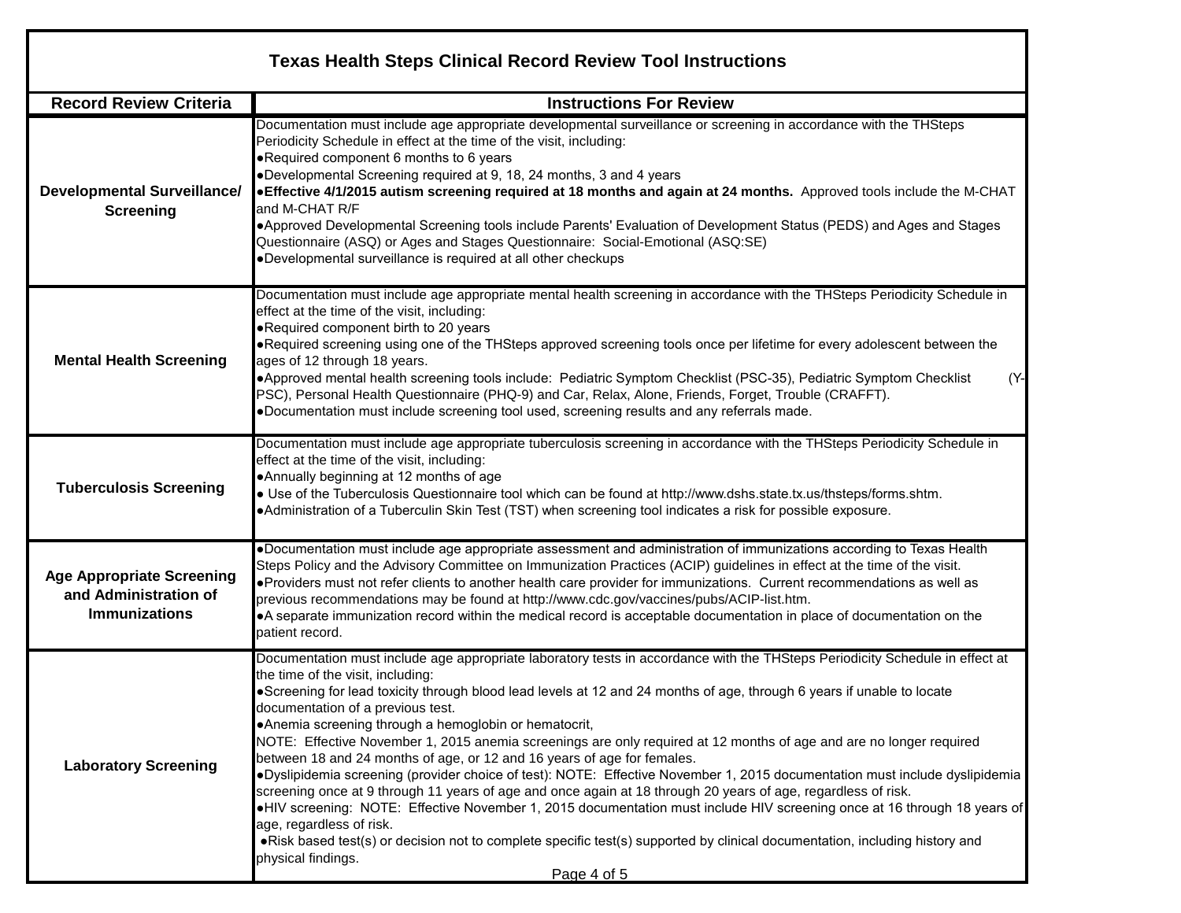# Texas Health Steps Clinical Record Review Tool Instructions

| Record Review Criteria | Instructions For Review |
|---|---|
| **Developmental Surveillance/ Screening** | Documentation must include age appropriate developmental surveillance or screening in accordance with the THSteps Periodicity Schedule in effect at the time of the visit, including:<br>●Required component 6 months to 6 years<br>●Developmental Screening required at 9, 18, 24 months, 3 and 4 years<br>●**Effective 4/1/2015 autism screening required at 18 months and again at 24 months.** Approved tools include the M-CHAT and M-CHAT R/F<br>●Approved Developmental Screening tools include Parents' Evaluation of Development Status (PEDS) and Ages and Stages Questionnaire (ASQ) or Ages and Stages Questionnaire: Social-Emotional (ASQ:SE)<br>●Developmental surveillance is required at all other checkups |
| **Mental Health Screening** | Documentation must include age appropriate mental health screening in accordance with the THSteps Periodicity Schedule in effect at the time of the visit, including:<br>●Required component birth to 20 years<br>●Required screening using one of the THSteps approved screening tools once per lifetime for every adolescent between the ages of 12 through 18 years.<br>●Approved mental health screening tools include: Pediatric Symptom Checklist (PSC-35), Pediatric Symptom Checklist (Y-PSC), Personal Health Questionnaire (PHQ-9) and Car, Relax, Alone, Friends, Forget, Trouble (CRAFFT).<br>●Documentation must include screening tool used, screening results and any referrals made. |
| **Tuberculosis Screening** | Documentation must include age appropriate tuberculosis screening in accordance with the THSteps Periodicity Schedule in effect at the time of the visit, including:<br>●Annually beginning at 12 months of age<br>● Use of the Tuberculosis Questionnaire tool which can be found at http://www.dshs.state.tx.us/thsteps/forms.shtm.<br>●Administration of a Tuberculin Skin Test (TST) when screening tool indicates a risk for possible exposure. |
| **Age Appropriate Screening and Administration of Immunizations** | ●Documentation must include age appropriate assessment and administration of immunizations according to Texas Health Steps Policy and the Advisory Committee on Immunization Practices (ACIP) guidelines in effect at the time of the visit.<br>●Providers must not refer clients to another health care provider for immunizations. Current recommendations as well as previous recommendations may be found at http://www.cdc.gov/vaccines/pubs/ACIP-list.htm.<br>●A separate immunization record within the medical record is acceptable documentation in place of documentation on the patient record. |
| **Laboratory Screening** | Documentation must include age appropriate laboratory tests in accordance with the THSteps Periodicity Schedule in effect at the time of the visit, including:<br>●Screening for lead toxicity through blood lead levels at 12 and 24 months of age, through 6 years if unable to locate documentation of a previous test.<br>●Anemia screening through a hemoglobin or hematocrit,<br>NOTE: Effective November 1, 2015 anemia screenings are only required at 12 months of age and are no longer required between 18 and 24 months of age, or 12 and 16 years of age for females.<br>●Dyslipidemia screening (provider choice of test): NOTE: Effective November 1, 2015 documentation must include dyslipidemia screening once at 9 through 11 years of age and once again at 18 through 20 years of age, regardless of risk.<br>●HIV screening: NOTE: Effective November 1, 2015 documentation must include HIV screening once at 16 through 18 years of age, regardless of risk.<br>●Risk based test(s) or decision not to complete specific test(s) supported by clinical documentation, including history and physical findings. |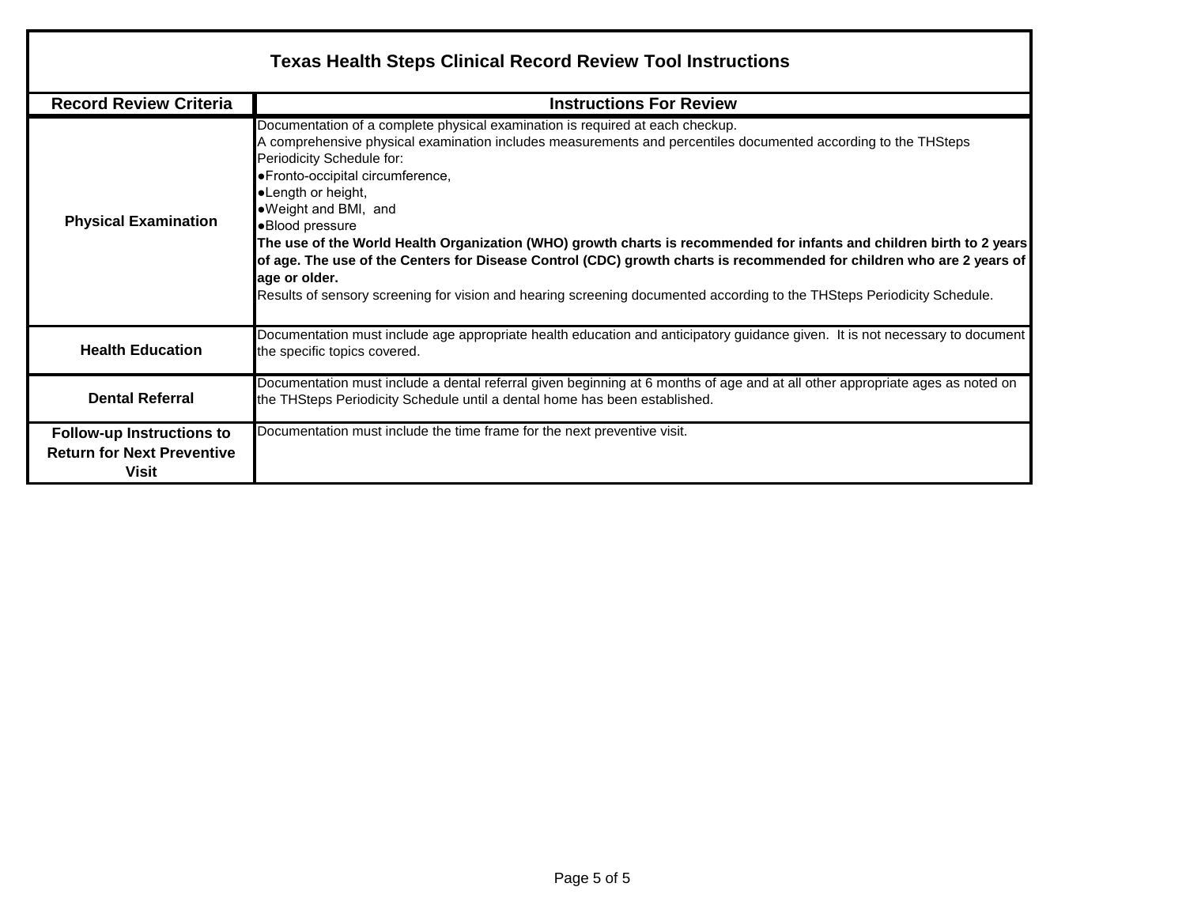# Texas Health Steps Clinical Record Review Tool Instructions

| Record Review Criteria | Instructions For Review |
|---|---|
| **Physical Examination** | Documentation of a complete physical examination is required at each checkup.<br>A comprehensive physical examination includes measurements and percentiles documented according to the THSteps Periodicity Schedule for:<br>●Fronto-occipital circumference,<br>●Length or height,<br>●Weight and BMI, and<br>●Blood pressure<br>**The use of the World Health Organization (WHO) growth charts is recommended for infants and children birth to 2 years of age. The use of the Centers for Disease Control (CDC) growth charts is recommended for children who are 2 years of age or older.**<br>Results of sensory screening for vision and hearing screening documented according to the THSteps Periodicity Schedule. |
| **Health Education** | Documentation must include age appropriate health education and anticipatory guidance given. It is not necessary to document the specific topics covered. |
| **Dental Referral** | Documentation must include a dental referral given beginning at 6 months of age and at all other appropriate ages as noted on the THSteps Periodicity Schedule until a dental home has been established. |
| **Follow-up Instructions to Return for Next Preventive Visit** | Documentation must include the time frame for the next preventive visit. |